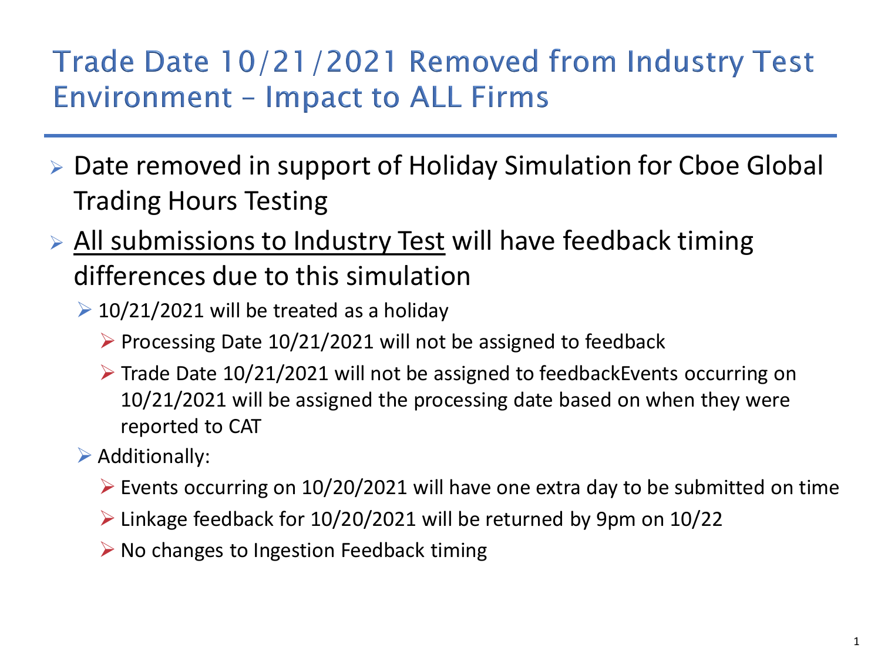# Trade Date 10/21/2021 Removed from Industry Test Environment – Impact to ALL Firms

- Date removed in support of Holiday Simulation for Cboe Global Trading Hours Testing
- <u>All submissions to Industry Test</u> will have feedback timing differences due to this simulation
  - 10/21/2021 will be treated as a holiday
    - Processing Date 10/21/2021 will not be assigned to feedback
    - Trade Date 10/21/2021 will not be assigned to feedbackEvents occurring on 10/21/2021 will be assigned the processing date based on when they were reported to CAT
  - Additionally:
    - Events occurring on 10/20/2021 will have one extra day to be submitted on time
    - Linkage feedback for 10/20/2021 will be returned by 9pm on 10/22
    - No changes to Ingestion Feedback timing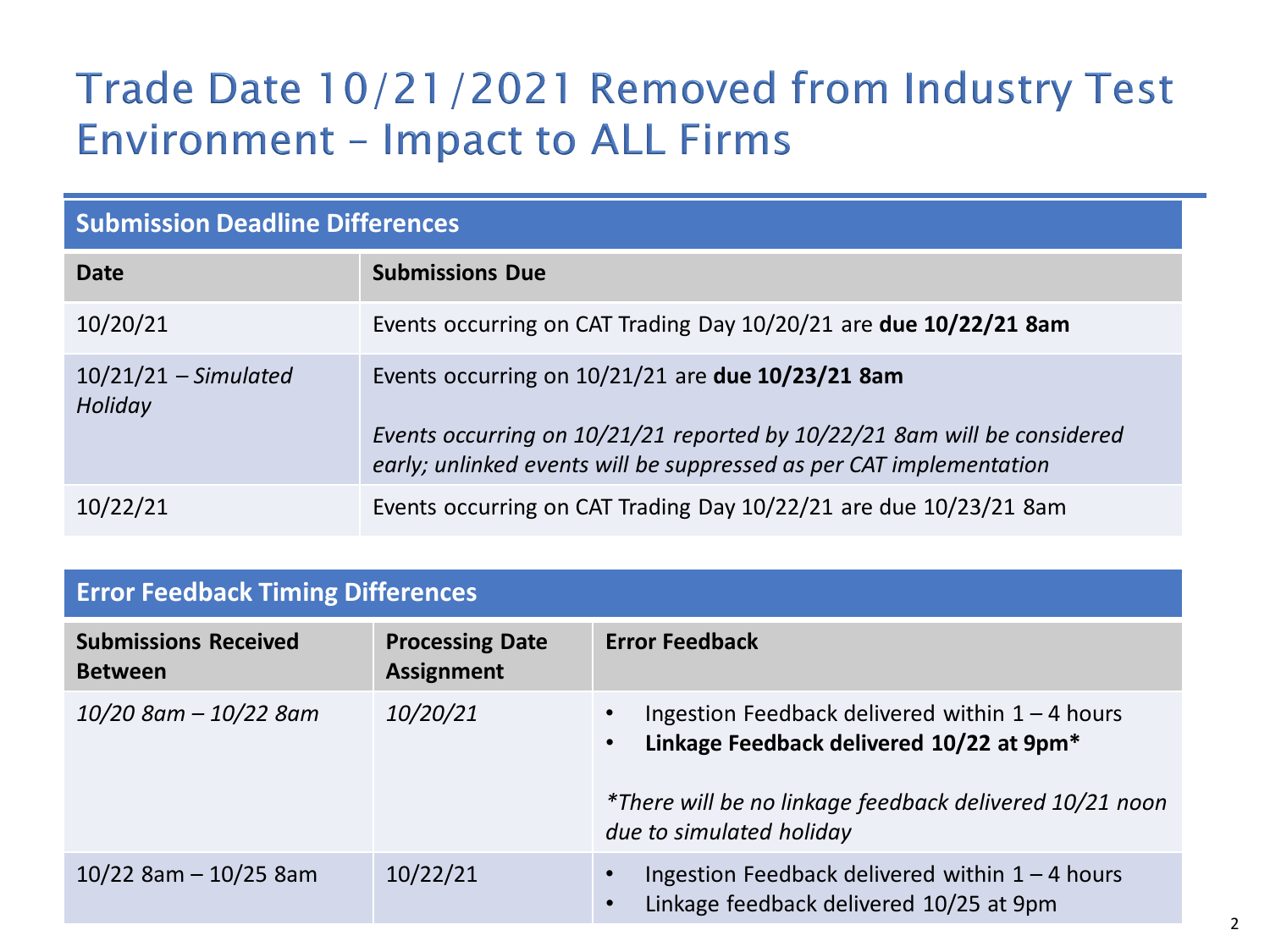# Trade Date 10/21/2021 Removed from Industry Test Environment – Impact to ALL Firms

## Submission Deadline Differences

| Date | Submissions Due |
| --- | --- |
| 10/20/21 | Events occurring on CAT Trading Day 10/20/21 are **due 10/22/21 8am** |
| 10/21/21 – *Simulated Holiday* | Events occurring on 10/21/21 are **due 10/23/21 8am**<br><br>*Events occurring on 10/21/21 reported by 10/22/21 8am will be considered early; unlinked events will be suppressed as per CAT implementation* |
| 10/22/21 | Events occurring on CAT Trading Day 10/22/21 are due 10/23/21 8am |

## Error Feedback Timing Differences

| Submissions Received Between | Processing Date Assignment | Error Feedback |
| --- | --- | --- |
| *10/20 8am – 10/22 8am* | *10/20/21* | • Ingestion Feedback delivered within 1 – 4 hours<br>• **Linkage Feedback delivered 10/22 at 9pm***<br><br>**There will be no linkage feedback delivered 10/21 noon due to simulated holiday* |
| 10/22 8am – 10/25 8am | 10/22/21 | • Ingestion Feedback delivered within 1 – 4 hours<br>• Linkage feedback delivered 10/25 at 9pm |